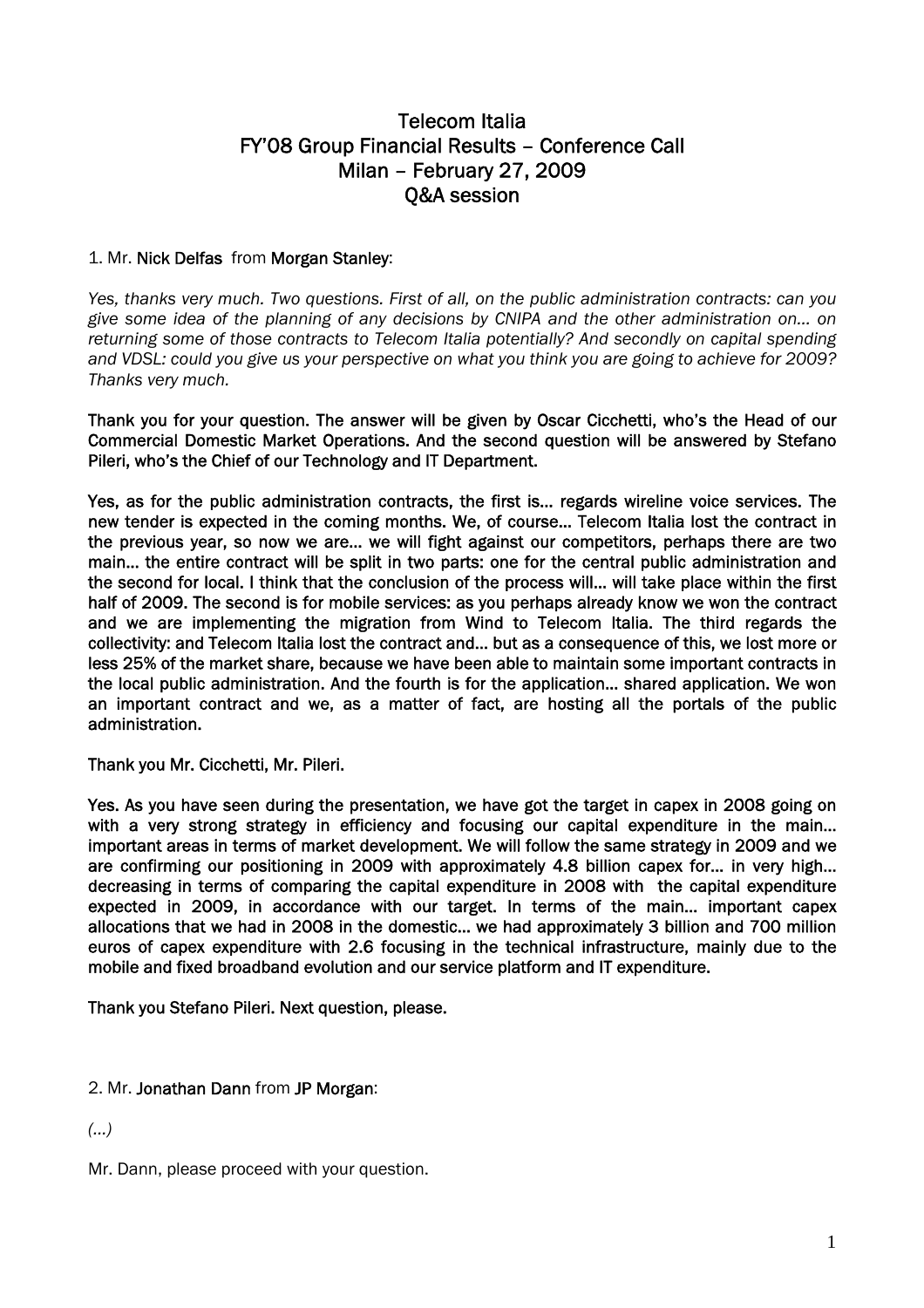# Telecom Italia
## FY'08 Group Financial Results – Conference Call
## Milan – February 27, 2009
## Q&A session

1. Mr. **Nick Delfas** from **Morgan Stanley**:

*Yes, thanks very much. Two questions. First of all, on the public administration contracts: can you give some idea of the planning of any decisions by CNIPA and the other administration on… on returning some of those contracts to Telecom Italia potentially? And secondly on capital spending and VDSL: could you give us your perspective on what you think you are going to achieve for 2009? Thanks very much.*

**Thank you for your question. The answer will be given by Oscar Cicchetti, who's the Head of our Commercial Domestic Market Operations. And the second question will be answered by Stefano Pileri, who's the Chief of our Technology and IT Department.**

**Yes, as for the public administration contracts, the first is… regards wireline voice services. The new tender is expected in the coming months. We, of course… Telecom Italia lost the contract in the previous year, so now we are… we will fight against our competitors, perhaps there are two main… the entire contract will be split in two parts: one for the central public administration and the second for local. I think that the conclusion of the process will… will take place within the first half of 2009. The second is for mobile services: as you perhaps already know we won the contract and we are implementing the migration from Wind to Telecom Italia. The third regards the collectivity: and Telecom Italia lost the contract and… but as a consequence of this, we lost more or less 25% of the market share, because we have been able to maintain some important contracts in the local public administration. And the fourth is for the application… shared application. We won an important contract and we, as a matter of fact, are hosting all the portals of the public administration.**

**Thank you Mr. Cicchetti, Mr. Pileri.**

**Yes. As you have seen during the presentation, we have got the target in capex in 2008 going on with a very strong strategy in efficiency and focusing our capital expenditure in the main… important areas in terms of market development. We will follow the same strategy in 2009 and we are confirming our positioning in 2009 with approximately 4.8 billion capex for… in very high… decreasing in terms of comparing the capital expenditure in 2008 with the capital expenditure expected in 2009, in accordance with our target. In terms of the main… important capex allocations that we had in 2008 in the domestic… we had approximately 3 billion and 700 million euros of capex expenditure with 2.6 focusing in the technical infrastructure, mainly due to the mobile and fixed broadband evolution and our service platform and IT expenditure.**

**Thank you Stefano Pileri. Next question, please.**

2. Mr. **Jonathan Dann** from **JP Morgan**:

*(…)*

Mr. Dann, please proceed with your question.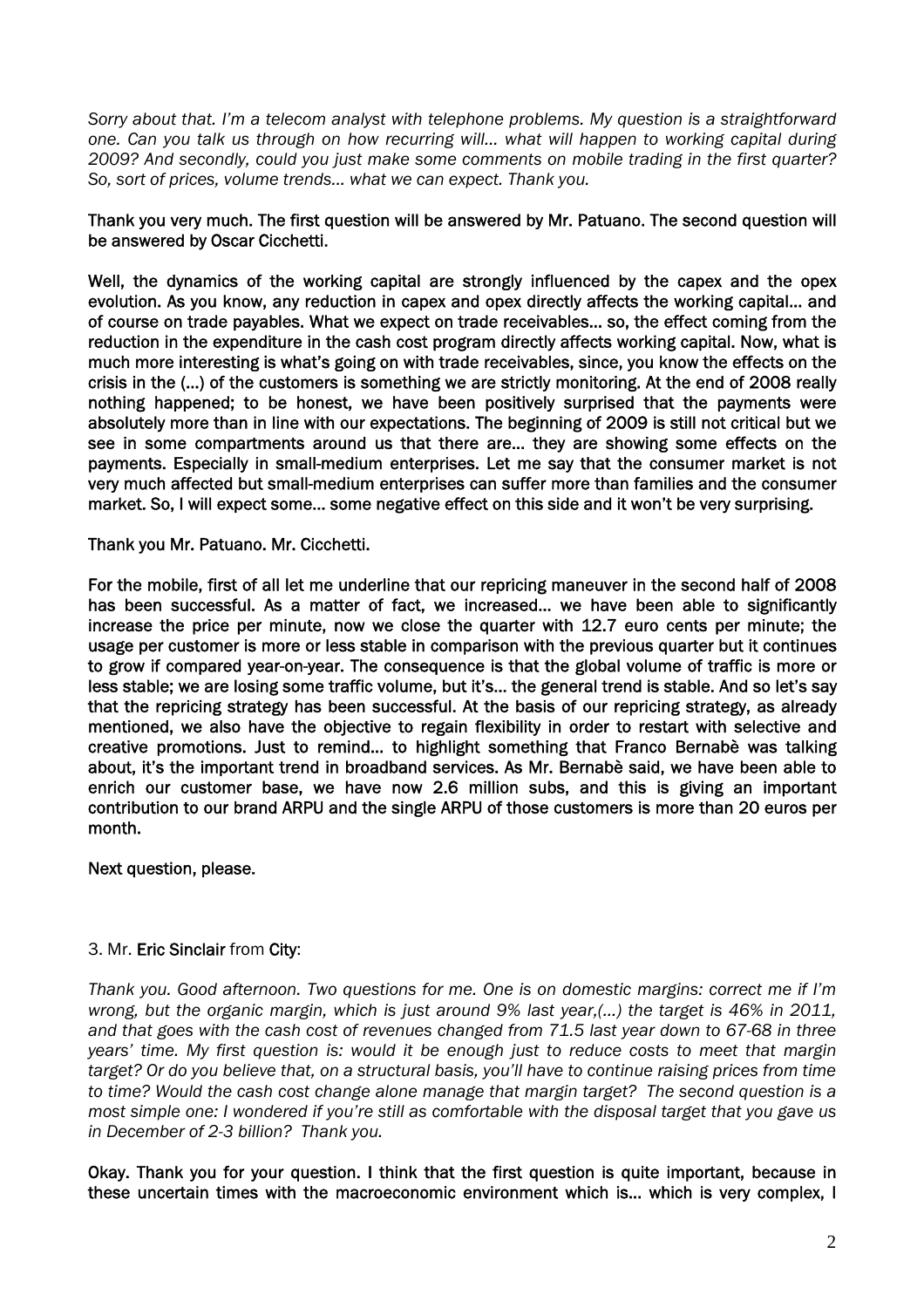*Sorry about that. I'm a telecom analyst with telephone problems. My question is a straightforward one. Can you talk us through on how recurring will… what will happen to working capital during 2009? And secondly, could you just make some comments on mobile trading in the first quarter? So, sort of prices, volume trends… what we can expect. Thank you.*

Thank you very much. The first question will be answered by Mr. Patuano. The second question will be answered by Oscar Cicchetti.

Well, the dynamics of the working capital are strongly influenced by the capex and the opex evolution. As you know, any reduction in capex and opex directly affects the working capital… and of course on trade payables. What we expect on trade receivables… so, the effect coming from the reduction in the expenditure in the cash cost program directly affects working capital. Now, what is much more interesting is what's going on with trade receivables, since, you know the effects on the crisis in the (…) of the customers is something we are strictly monitoring. At the end of 2008 really nothing happened; to be honest, we have been positively surprised that the payments were absolutely more than in line with our expectations. The beginning of 2009 is still not critical but we see in some compartments around us that there are… they are showing some effects on the payments. Especially in small-medium enterprises. Let me say that the consumer market is not very much affected but small-medium enterprises can suffer more than families and the consumer market. So, I will expect some… some negative effect on this side and it won't be very surprising.

Thank you Mr. Patuano. Mr. Cicchetti.

For the mobile, first of all let me underline that our repricing maneuver in the second half of 2008 has been successful. As a matter of fact, we increased… we have been able to significantly increase the price per minute, now we close the quarter with 12.7 euro cents per minute; the usage per customer is more or less stable in comparison with the previous quarter but it continues to grow if compared year-on-year. The consequence is that the global volume of traffic is more or less stable; we are losing some traffic volume, but it's… the general trend is stable. And so let's say that the repricing strategy has been successful. At the basis of our repricing strategy, as already mentioned, we also have the objective to regain flexibility in order to restart with selective and creative promotions. Just to remind… to highlight something that Franco Bernabè was talking about, it's the important trend in broadband services. As Mr. Bernabè said, we have been able to enrich our customer base, we have now 2.6 million subs, and this is giving an important contribution to our brand ARPU and the single ARPU of those customers is more than 20 euros per month.

Next question, please.

3. Mr. **Eric Sinclair** from **City**:

*Thank you. Good afternoon. Two questions for me. One is on domestic margins: correct me if I'm wrong, but the organic margin, which is just around 9% last year,(…) the target is 46% in 2011, and that goes with the cash cost of revenues changed from 71.5 last year down to 67-68 in three years' time. My first question is: would it be enough just to reduce costs to meet that margin target? Or do you believe that, on a structural basis, you'll have to continue raising prices from time to time? Would the cash cost change alone manage that margin target? The second question is a most simple one: I wondered if you're still as comfortable with the disposal target that you gave us in December of 2-3 billion? Thank you.*

Okay. Thank you for your question. I think that the first question is quite important, because in these uncertain times with the macroeconomic environment which is… which is very complex, I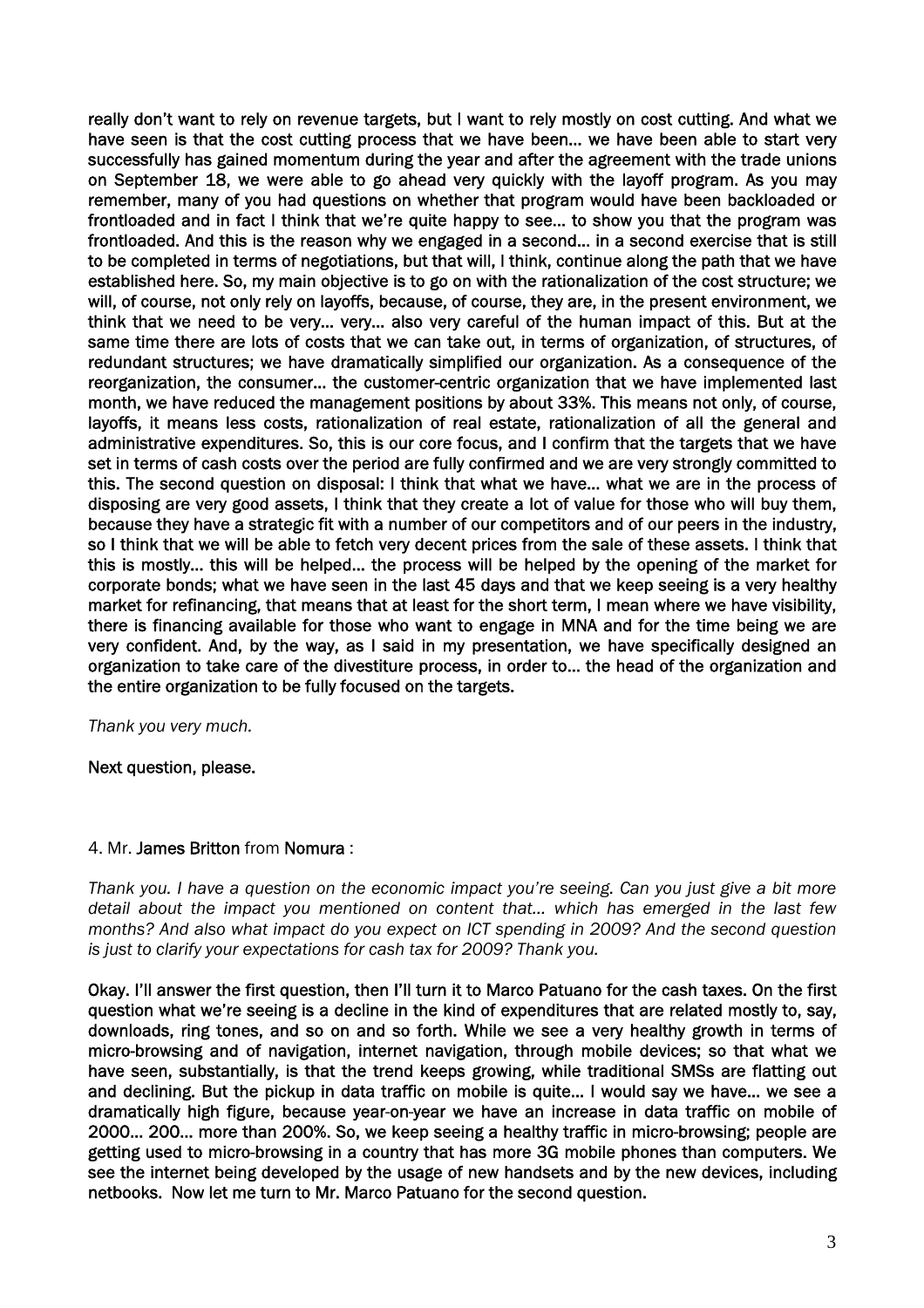**really don't want to rely on revenue targets, but I want to rely mostly on cost cutting. And what we have seen is that the cost cutting process that we have been… we have been able to start very successfully has gained momentum during the year and after the agreement with the trade unions on September 18, we were able to go ahead very quickly with the layoff program. As you may remember, many of you had questions on whether that program would have been backloaded or frontloaded and in fact I think that we're quite happy to see… to show you that the program was frontloaded. And this is the reason why we engaged in a second… in a second exercise that is still to be completed in terms of negotiations, but that will, I think, continue along the path that we have established here. So, my main objective is to go on with the rationalization of the cost structure; we will, of course, not only rely on layoffs, because, of course, they are, in the present environment, we think that we need to be very… very… also very careful of the human impact of this. But at the same time there are lots of costs that we can take out, in terms of organization, of structures, of redundant structures; we have dramatically simplified our organization. As a consequence of the reorganization, the consumer… the customer-centric organization that we have implemented last month, we have reduced the management positions by about 33%. This means not only, of course, layoffs, it means less costs, rationalization of real estate, rationalization of all the general and administrative expenditures. So, this is our core focus, and I confirm that the targets that we have set in terms of cash costs over the period are fully confirmed and we are very strongly committed to this. The second question on disposal: I think that what we have… what we are in the process of disposing are very good assets, I think that they create a lot of value for those who will buy them, because they have a strategic fit with a number of our competitors and of our peers in the industry, so I think that we will be able to fetch very decent prices from the sale of these assets. I think that this is mostly… this will be helped… the process will be helped by the opening of the market for corporate bonds; what we have seen in the last 45 days and that we keep seeing is a very healthy market for refinancing, that means that at least for the short term, I mean where we have visibility, there is financing available for those who want to engage in MNA and for the time being we are very confident. And, by the way, as I said in my presentation, we have specifically designed an organization to take care of the divestiture process, in order to… the head of the organization and the entire organization to be fully focused on the targets.**

*Thank you very much.*

**Next question, please.**

4. Mr. **James Britton** from **Nomura** :

*Thank you. I have a question on the economic impact you're seeing. Can you just give a bit more detail about the impact you mentioned on content that… which has emerged in the last few months? And also what impact do you expect on ICT spending in 2009? And the second question is just to clarify your expectations for cash tax for 2009? Thank you.*

**Okay. I'll answer the first question, then I'll turn it to Marco Patuano for the cash taxes. On the first question what we're seeing is a decline in the kind of expenditures that are related mostly to, say, downloads, ring tones, and so on and so forth. While we see a very healthy growth in terms of micro-browsing and of navigation, internet navigation, through mobile devices; so that what we have seen, substantially, is that the trend keeps growing, while traditional SMSs are flatting out and declining. But the pickup in data traffic on mobile is quite… I would say we have… we see a dramatically high figure, because year-on-year we have an increase in data traffic on mobile of 2000… 200… more than 200%. So, we keep seeing a healthy traffic in micro-browsing; people are getting used to micro-browsing in a country that has more 3G mobile phones than computers. We see the internet being developed by the usage of new handsets and by the new devices, including netbooks. Now let me turn to Mr. Marco Patuano for the second question.**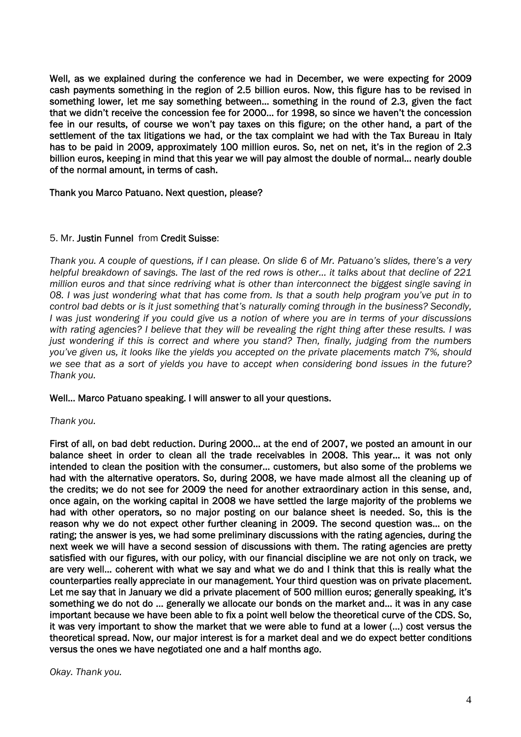**Well, as we explained during the conference we had in December, we were expecting for 2009 cash payments something in the region of 2.5 billion euros. Now, this figure has to be revised in something lower, let me say something between… something in the round of 2.3, given the fact that we didn't receive the concession fee for 2000… for 1998, so since we haven't the concession fee in our results, of course we won't pay taxes on this figure; on the other hand, a part of the settlement of the tax litigations we had, or the tax complaint we had with the Tax Bureau in Italy has to be paid in 2009, approximately 100 million euros. So, net on net, it's in the region of 2.3 billion euros, keeping in mind that this year we will pay almost the double of normal… nearly double of the normal amount, in terms of cash.**

**Thank you Marco Patuano. Next question, please?**

5. Mr. **Justin Funnel** from **Credit Suisse**:

*Thank you. A couple of questions, if I can please. On slide 6 of Mr. Patuano's slides, there's a very helpful breakdown of savings. The last of the red rows is other… it talks about that decline of 221 million euros and that since redriving what is other than interconnect the biggest single saving in 08. I was just wondering what that has come from. Is that a south help program you've put in to control bad debts or is it just something that's naturally coming through in the business? Secondly, I was just wondering if you could give us a notion of where you are in terms of your discussions with rating agencies? I believe that they will be revealing the right thing after these results. I was just wondering if this is correct and where you stand? Then, finally, judging from the numbers you've given us, it looks like the yields you accepted on the private placements match 7%, should we see that as a sort of yields you have to accept when considering bond issues in the future? Thank you.*

**Well… Marco Patuano speaking. I will answer to all your questions.**

*Thank you.*

**First of all, on bad debt reduction. During 2000… at the end of 2007, we posted an amount in our balance sheet in order to clean all the trade receivables in 2008. This year… it was not only intended to clean the position with the consumer… customers, but also some of the problems we had with the alternative operators. So, during 2008, we have made almost all the cleaning up of the credits; we do not see for 2009 the need for another extraordinary action in this sense, and, once again, on the working capital in 2008 we have settled the large majority of the problems we had with other operators, so no major posting on our balance sheet is needed. So, this is the reason why we do not expect other further cleaning in 2009. The second question was… on the rating; the answer is yes, we had some preliminary discussions with the rating agencies, during the next week we will have a second session of discussions with them. The rating agencies are pretty satisfied with our figures, with our policy, with our financial discipline we are not only on track, we are very well… coherent with what we say and what we do and I think that this is really what the counterparties really appreciate in our management. Your third question was on private placement. Let me say that in January we did a private placement of 500 million euros; generally speaking, it's something we do not do … generally we allocate our bonds on the market and… it was in any case important because we have been able to fix a point well below the theoretical curve of the CDS. So, it was very important to show the market that we were able to fund at a lower (…) cost versus the theoretical spread. Now, our major interest is for a market deal and we do expect better conditions versus the ones we have negotiated one and a half months ago.**

*Okay. Thank you.*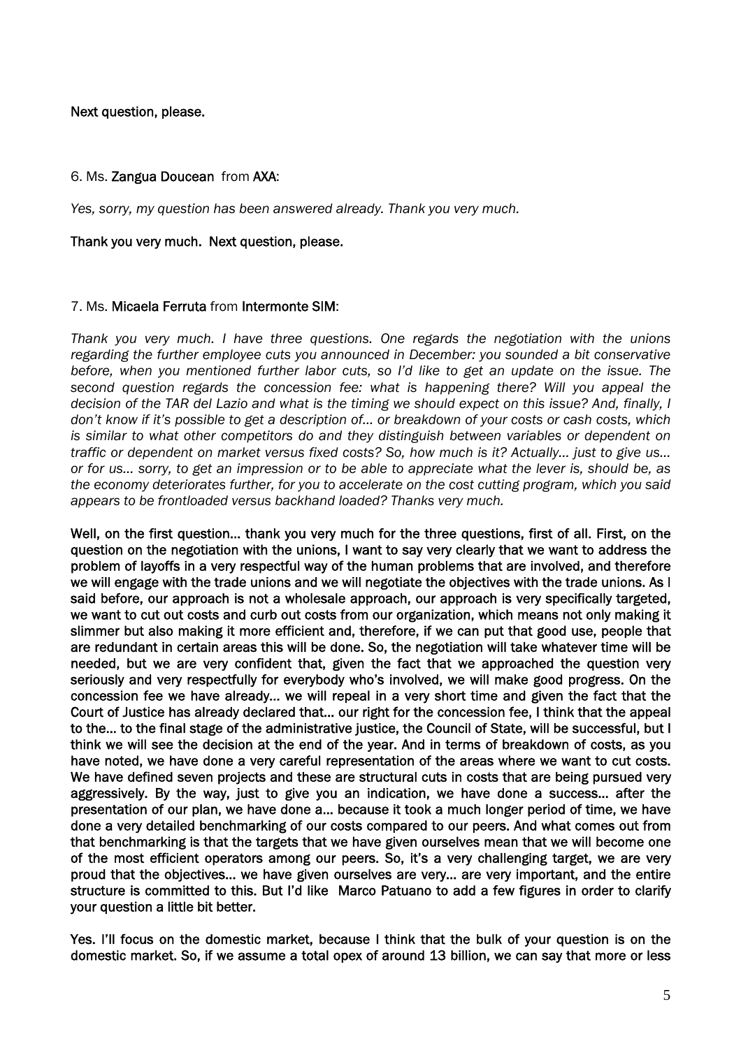**Next question, please.**

6. Ms. **Zangua Doucean** from **AXA**:

*Yes, sorry, my question has been answered already. Thank you very much.*

**Thank you very much. Next question, please.**

7. Ms. **Micaela Ferruta** from **Intermonte SIM**:

*Thank you very much. I have three questions. One regards the negotiation with the unions regarding the further employee cuts you announced in December: you sounded a bit conservative before, when you mentioned further labor cuts, so I'd like to get an update on the issue. The second question regards the concession fee: what is happening there? Will you appeal the decision of the TAR del Lazio and what is the timing we should expect on this issue? And, finally, I don't know if it's possible to get a description of… or breakdown of your costs or cash costs, which is similar to what other competitors do and they distinguish between variables or dependent on traffic or dependent on market versus fixed costs? So, how much is it? Actually… just to give us… or for us… sorry, to get an impression or to be able to appreciate what the lever is, should be, as the economy deteriorates further, for you to accelerate on the cost cutting program, which you said appears to be frontloaded versus backhand loaded? Thanks very much.*

**Well, on the first question… thank you very much for the three questions, first of all. First, on the question on the negotiation with the unions, I want to say very clearly that we want to address the problem of layoffs in a very respectful way of the human problems that are involved, and therefore we will engage with the trade unions and we will negotiate the objectives with the trade unions. As I said before, our approach is not a wholesale approach, our approach is very specifically targeted, we want to cut out costs and curb out costs from our organization, which means not only making it slimmer but also making it more efficient and, therefore, if we can put that good use, people that are redundant in certain areas this will be done. So, the negotiation will take whatever time will be needed, but we are very confident that, given the fact that we approached the question very seriously and very respectfully for everybody who's involved, we will make good progress. On the concession fee we have already… we will repeal in a very short time and given the fact that the Court of Justice has already declared that… our right for the concession fee, I think that the appeal to the… to the final stage of the administrative justice, the Council of State, will be successful, but I think we will see the decision at the end of the year. And in terms of breakdown of costs, as you have noted, we have done a very careful representation of the areas where we want to cut costs. We have defined seven projects and these are structural cuts in costs that are being pursued very aggressively. By the way, just to give you an indication, we have done a success… after the presentation of our plan, we have done a… because it took a much longer period of time, we have done a very detailed benchmarking of our costs compared to our peers. And what comes out from that benchmarking is that the targets that we have given ourselves mean that we will become one of the most efficient operators among our peers. So, it's a very challenging target, we are very proud that the objectives… we have given ourselves are very… are very important, and the entire structure is committed to this. But I'd like Marco Patuano to add a few figures in order to clarify your question a little bit better.**

**Yes. I'll focus on the domestic market, because I think that the bulk of your question is on the domestic market. So, if we assume a total opex of around 13 billion, we can say that more or less**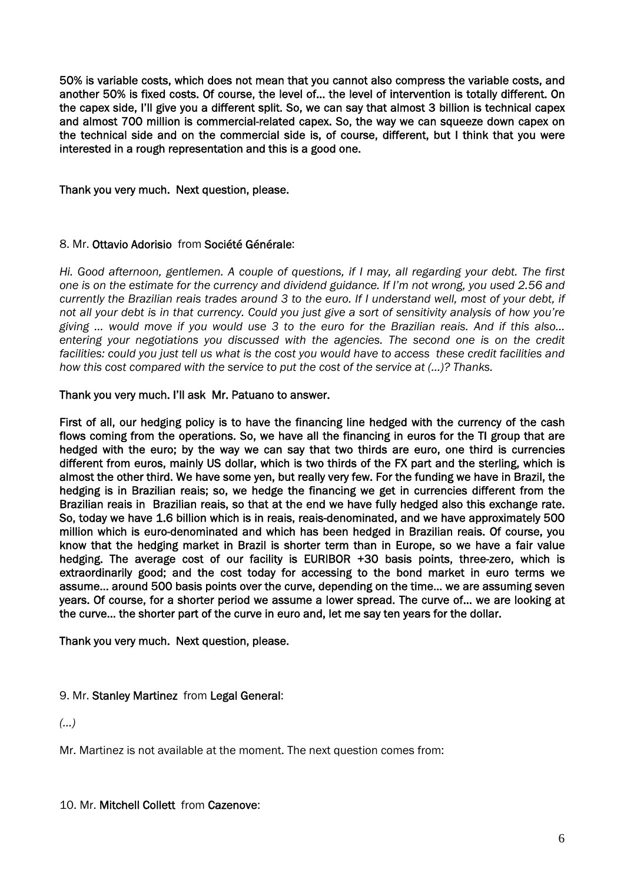**50% is variable costs, which does not mean that you cannot also compress the variable costs, and another 50% is fixed costs. Of course, the level of… the level of intervention is totally different. On the capex side, I'll give you a different split. So, we can say that almost 3 billion is technical capex and almost 700 million is commercial-related capex. So, the way we can squeeze down capex on the technical side and on the commercial side is, of course, different, but I think that you were interested in a rough representation and this is a good one.**

**Thank you very much. Next question, please.**

8. Mr. **Ottavio Adorisio** from **Société Générale**:

*Hi. Good afternoon, gentlemen. A couple of questions, if I may, all regarding your debt. The first one is on the estimate for the currency and dividend guidance. If I'm not wrong, you used 2.56 and currently the Brazilian reais trades around 3 to the euro. If I understand well, most of your debt, if not all your debt is in that currency. Could you just give a sort of sensitivity analysis of how you're giving … would move if you would use 3 to the euro for the Brazilian reais. And if this also… entering your negotiations you discussed with the agencies. The second one is on the credit facilities: could you just tell us what is the cost you would have to access these credit facilities and how this cost compared with the service to put the cost of the service at (…)? Thanks.*

**Thank you very much. I'll ask Mr. Patuano to answer.**

**First of all, our hedging policy is to have the financing line hedged with the currency of the cash flows coming from the operations. So, we have all the financing in euros for the TI group that are hedged with the euro; by the way we can say that two thirds are euro, one third is currencies different from euros, mainly US dollar, which is two thirds of the FX part and the sterling, which is almost the other third. We have some yen, but really very few. For the funding we have in Brazil, the hedging is in Brazilian reais; so, we hedge the financing we get in currencies different from the Brazilian reais in Brazilian reais, so that at the end we have fully hedged also this exchange rate. So, today we have 1.6 billion which is in reais, reais-denominated, and we have approximately 500 million which is euro-denominated and which has been hedged in Brazilian reais. Of course, you know that the hedging market in Brazil is shorter term than in Europe, so we have a fair value hedging. The average cost of our facility is EURIBOR +30 basis points, three-zero, which is extraordinarily good; and the cost today for accessing to the bond market in euro terms we assume… around 500 basis points over the curve, depending on the time… we are assuming seven years. Of course, for a shorter period we assume a lower spread. The curve of… we are looking at the curve… the shorter part of the curve in euro and, let me say ten years for the dollar.**

**Thank you very much. Next question, please.**

9. Mr. **Stanley Martinez** from **Legal General**:

*(…)*

Mr. Martinez is not available at the moment. The next question comes from:

10. Mr. **Mitchell Collett** from **Cazenove**: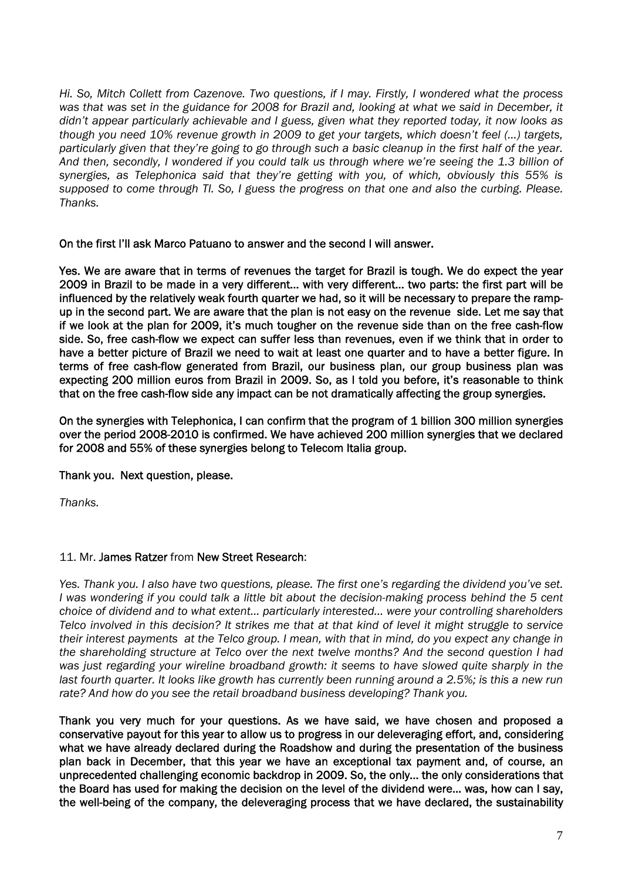*Hi. So, Mitch Collett from Cazenove. Two questions, if I may. Firstly, I wondered what the process was that was set in the guidance for 2008 for Brazil and, looking at what we said in December, it didn't appear particularly achievable and I guess, given what they reported today, it now looks as though you need 10% revenue growth in 2009 to get your targets, which doesn't feel (...) targets, particularly given that they're going to go through such a basic cleanup in the first half of the year. And then, secondly, I wondered if you could talk us through where we're seeing the 1.3 billion of synergies, as Telephonica said that they're getting with you, of which, obviously this 55% is supposed to come through TI. So, I guess the progress on that one and also the curbing. Please. Thanks.*

**On the first I'll ask Marco Patuano to answer and the second I will answer.**

**Yes. We are aware that in terms of revenues the target for Brazil is tough. We do expect the year 2009 in Brazil to be made in a very different... with very different... two parts: the first part will be influenced by the relatively weak fourth quarter we had, so it will be necessary to prepare the ramp-up in the second part. We are aware that the plan is not easy on the revenue side. Let me say that if we look at the plan for 2009, it's much tougher on the revenue side than on the free cash-flow side. So, free cash-flow we expect can suffer less than revenues, even if we think that in order to have a better picture of Brazil we need to wait at least one quarter and to have a better figure. In terms of free cash-flow generated from Brazil, our business plan, our group business plan was expecting 200 million euros from Brazil in 2009. So, as I told you before, it's reasonable to think that on the free cash-flow side any impact can be not dramatically affecting the group synergies.**

**On the synergies with Telephonica, I can confirm that the program of 1 billion 300 million synergies over the period 2008-2010 is confirmed. We have achieved 200 million synergies that we declared for 2008 and 55% of these synergies belong to Telecom Italia group.**

**Thank you. Next question, please.**

*Thanks.*

11. Mr. **James Ratzer** from **New Street Research**:

*Yes. Thank you. I also have two questions, please. The first one's regarding the dividend you've set. I was wondering if you could talk a little bit about the decision-making process behind the 5 cent choice of dividend and to what extent... particularly interested... were your controlling shareholders Telco involved in this decision? It strikes me that at that kind of level it might struggle to service their interest payments at the Telco group. I mean, with that in mind, do you expect any change in the shareholding structure at Telco over the next twelve months? And the second question I had was just regarding your wireline broadband growth: it seems to have slowed quite sharply in the last fourth quarter. It looks like growth has currently been running around a 2.5%; is this a new run rate? And how do you see the retail broadband business developing? Thank you.*

**Thank you very much for your questions. As we have said, we have chosen and proposed a conservative payout for this year to allow us to progress in our deleveraging effort, and, considering what we have already declared during the Roadshow and during the presentation of the business plan back in December, that this year we have an exceptional tax payment and, of course, an unprecedented challenging economic backdrop in 2009. So, the only... the only considerations that the Board has used for making the decision on the level of the dividend were... was, how can I say, the well-being of the company, the deleveraging process that we have declared, the sustainability**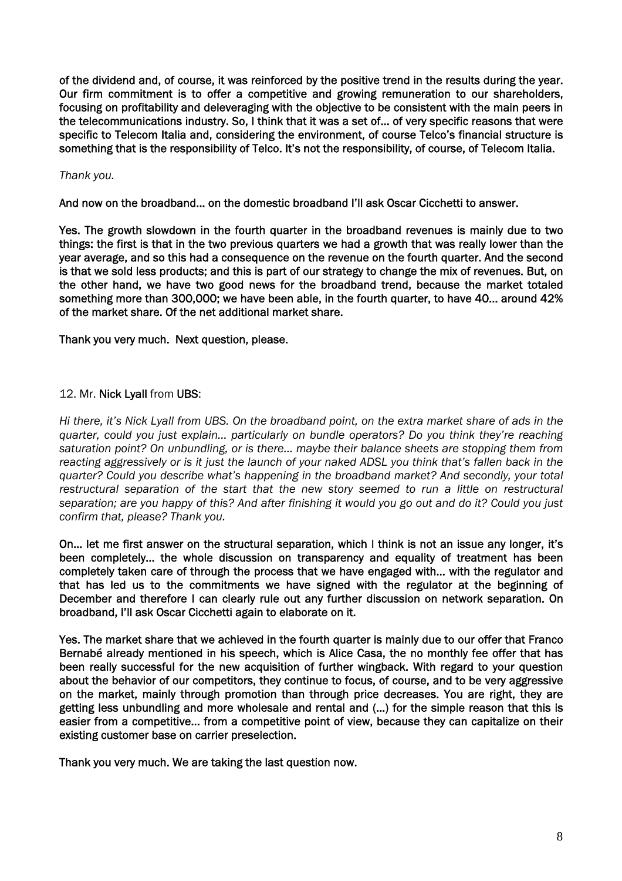**of the dividend and, of course, it was reinforced by the positive trend in the results during the year. Our firm commitment is to offer a competitive and growing remuneration to our shareholders, focusing on profitability and deleveraging with the objective to be consistent with the main peers in the telecommunications industry. So, I think that it was a set of… of very specific reasons that were specific to Telecom Italia and, considering the environment, of course Telco's financial structure is something that is the responsibility of Telco. It's not the responsibility, of course, of Telecom Italia.**

*Thank you.*

**And now on the broadband… on the domestic broadband I'll ask Oscar Cicchetti to answer.**

**Yes. The growth slowdown in the fourth quarter in the broadband revenues is mainly due to two things: the first is that in the two previous quarters we had a growth that was really lower than the year average, and so this had a consequence on the revenue on the fourth quarter. And the second is that we sold less products; and this is part of our strategy to change the mix of revenues. But, on the other hand, we have two good news for the broadband trend, because the market totaled something more than 300,000; we have been able, in the fourth quarter, to have 40… around 42% of the market share. Of the net additional market share.**

**Thank you very much. Next question, please.**

12. Mr. **Nick Lyall** from **UBS**:

*Hi there, it's Nick Lyall from UBS. On the broadband point, on the extra market share of ads in the quarter, could you just explain… particularly on bundle operators? Do you think they're reaching saturation point? On unbundling, or is there… maybe their balance sheets are stopping them from reacting aggressively or is it just the launch of your naked ADSL you think that's fallen back in the quarter? Could you describe what's happening in the broadband market? And secondly, your total restructural separation of the start that the new story seemed to run a little on restructural separation; are you happy of this? And after finishing it would you go out and do it? Could you just confirm that, please? Thank you.*

**On… let me first answer on the structural separation, which I think is not an issue any longer, it's been completely… the whole discussion on transparency and equality of treatment has been completely taken care of through the process that we have engaged with… with the regulator and that has led us to the commitments we have signed with the regulator at the beginning of December and therefore I can clearly rule out any further discussion on network separation. On broadband, I'll ask Oscar Cicchetti again to elaborate on it.**

**Yes. The market share that we achieved in the fourth quarter is mainly due to our offer that Franco Bernabé already mentioned in his speech, which is Alice Casa, the no monthly fee offer that has been really successful for the new acquisition of further wingback. With regard to your question about the behavior of our competitors, they continue to focus, of course, and to be very aggressive on the market, mainly through promotion than through price decreases. You are right, they are getting less unbundling and more wholesale and rental and (…) for the simple reason that this is easier from a competitive… from a competitive point of view, because they can capitalize on their existing customer base on carrier preselection.**

**Thank you very much. We are taking the last question now.**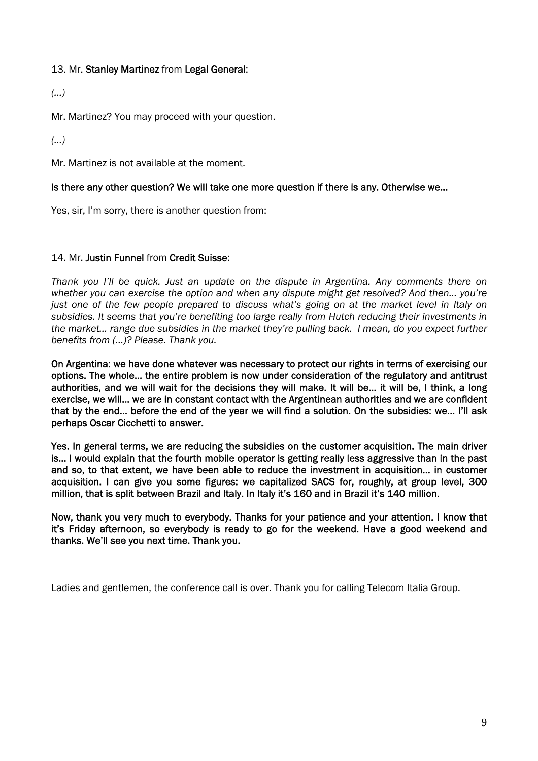13. Mr. **Stanley Martinez** from **Legal General**:

*(...)*

Mr. Martinez? You may proceed with your question.

*(...)*

Mr. Martinez is not available at the moment.

**Is there any other question? We will take one more question if there is any. Otherwise we...**

Yes, sir, I'm sorry, there is another question from:

14. Mr. **Justin Funnel** from **Credit Suisse**:

*Thank you I'll be quick. Just an update on the dispute in Argentina. Any comments there on whether you can exercise the option and when any dispute might get resolved? And then... you're just one of the few people prepared to discuss what's going on at the market level in Italy on subsidies. It seems that you're benefiting too large really from Hutch reducing their investments in the market... range due subsidies in the market they're pulling back. I mean, do you expect further benefits from (...)? Please. Thank you.*

**On Argentina: we have done whatever was necessary to protect our rights in terms of exercising our options. The whole... the entire problem is now under consideration of the regulatory and antitrust authorities, and we will wait for the decisions they will make. It will be... it will be, I think, a long exercise, we will... we are in constant contact with the Argentinean authorities and we are confident that by the end... before the end of the year we will find a solution. On the subsidies: we... I'll ask perhaps Oscar Cicchetti to answer.**

**Yes. In general terms, we are reducing the subsidies on the customer acquisition. The main driver is... I would explain that the fourth mobile operator is getting really less aggressive than in the past and so, to that extent, we have been able to reduce the investment in acquisition... in customer acquisition. I can give you some figures: we capitalized SACS for, roughly, at group level, 300 million, that is split between Brazil and Italy. In Italy it's 160 and in Brazil it's 140 million.**

**Now, thank you very much to everybody. Thanks for your patience and your attention. I know that it's Friday afternoon, so everybody is ready to go for the weekend. Have a good weekend and thanks. We'll see you next time. Thank you.**

Ladies and gentlemen, the conference call is over. Thank you for calling Telecom Italia Group.